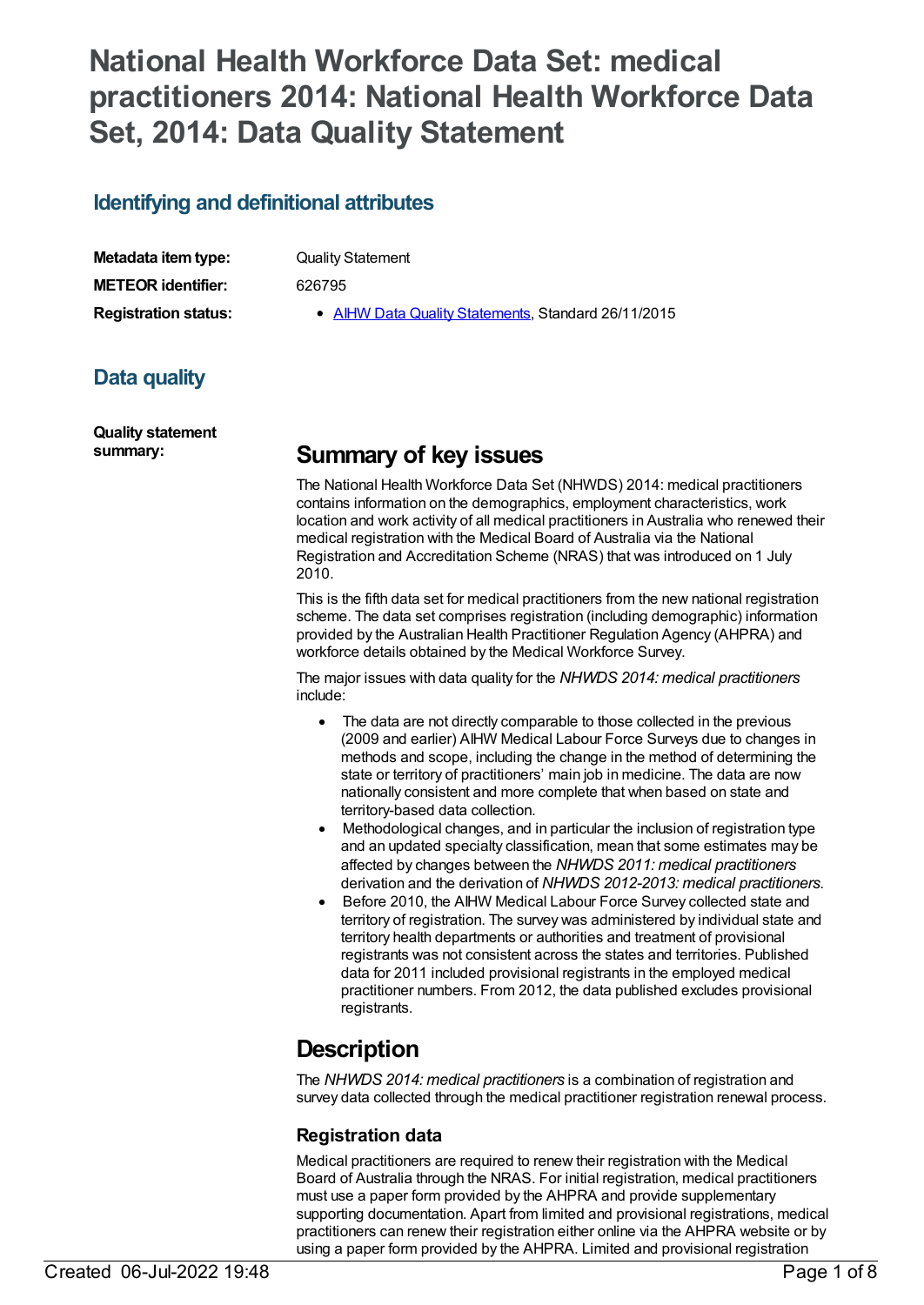# National Health Workforce Data Set: medical practitioners 2014: National Health Workforce Data Set, 2014: Data Quality Statement

## Identifying and definitional attributes

| | |
|---|---|
| **Metadata item type:** | Quality Statement |
| **METEOR identifier:** | 626795 |
| **Registration status:** | • AIHW Data Quality Statements, Standard 26/11/2015 |

## Data quality

**Quality statement summary:**

## Summary of key issues

The National Health Workforce Data Set (NHWDS) 2014: medical practitioners contains information on the demographics, employment characteristics, work location and work activity of all medical practitioners in Australia who renewed their medical registration with the Medical Board of Australia via the National Registration and Accreditation Scheme (NRAS) that was introduced on 1 July 2010.

This is the fifth data set for medical practitioners from the new national registration scheme. The data set comprises registration (including demographic) information provided by the Australian Health Practitioner Regulation Agency (AHPRA) and workforce details obtained by the Medical Workforce Survey.

The major issues with data quality for the *NHWDS 2014: medical practitioners* include:

- The data are not directly comparable to those collected in the previous (2009 and earlier) AIHW Medical Labour Force Surveys due to changes in methods and scope, including the change in the method of determining the state or territory of practitioners' main job in medicine. The data are now nationally consistent and more complete that when based on state and territory-based data collection.
- Methodological changes, and in particular the inclusion of registration type and an updated specialty classification, mean that some estimates may be affected by changes between the *NHWDS 2011: medical practitioners* derivation and the derivation of *NHWDS 2012-2013: medical practitioners*.
- Before 2010, the AIHW Medical Labour Force Survey collected state and territory of registration. The survey was administered by individual state and territory health departments or authorities and treatment of provisional registrants was not consistent across the states and territories. Published data for 2011 included provisional registrants in the employed medical practitioner numbers. From 2012, the data published excludes provisional registrants.

## Description

The *NHWDS 2014: medical practitioners* is a combination of registration and survey data collected through the medical practitioner registration renewal process.

### Registration data

Medical practitioners are required to renew their registration with the Medical Board of Australia through the NRAS. For initial registration, medical practitioners must use a paper form provided by the AHPRA and provide supplementary supporting documentation. Apart from limited and provisional registrations, medical practitioners can renew their registration either online via the AHPRA website or by using a paper form provided by the AHPRA. Limited and provisional registration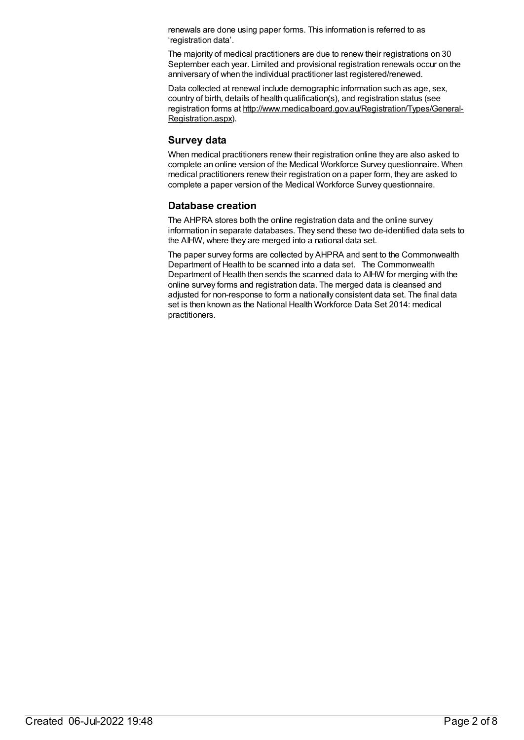renewals are done using paper forms. This information is referred to as 'registration data'.

The majority of medical practitioners are due to renew their registrations on 30 September each year. Limited and provisional registration renewals occur on the anniversary of when the individual practitioner last registered/renewed.

Data collected at renewal include demographic information such as age, sex, country of birth, details of health qualification(s), and registration status (see registration forms at http://www.medicalboard.gov.au/Registration/Types/General-Registration.aspx).

## Survey data

When medical practitioners renew their registration online they are also asked to complete an online version of the Medical Workforce Survey questionnaire. When medical practitioners renew their registration on a paper form, they are asked to complete a paper version of the Medical Workforce Survey questionnaire.

## Database creation

The AHPRA stores both the online registration data and the online survey information in separate databases. They send these two de-identified data sets to the AIHW, where they are merged into a national data set.

The paper survey forms are collected by AHPRA and sent to the Commonwealth Department of Health to be scanned into a data set. The Commonwealth Department of Health then sends the scanned data to AIHW for merging with the online survey forms and registration data. The merged data is cleansed and adjusted for non-response to form a nationally consistent data set. The final data set is then known as the National Health Workforce Data Set 2014: medical practitioners.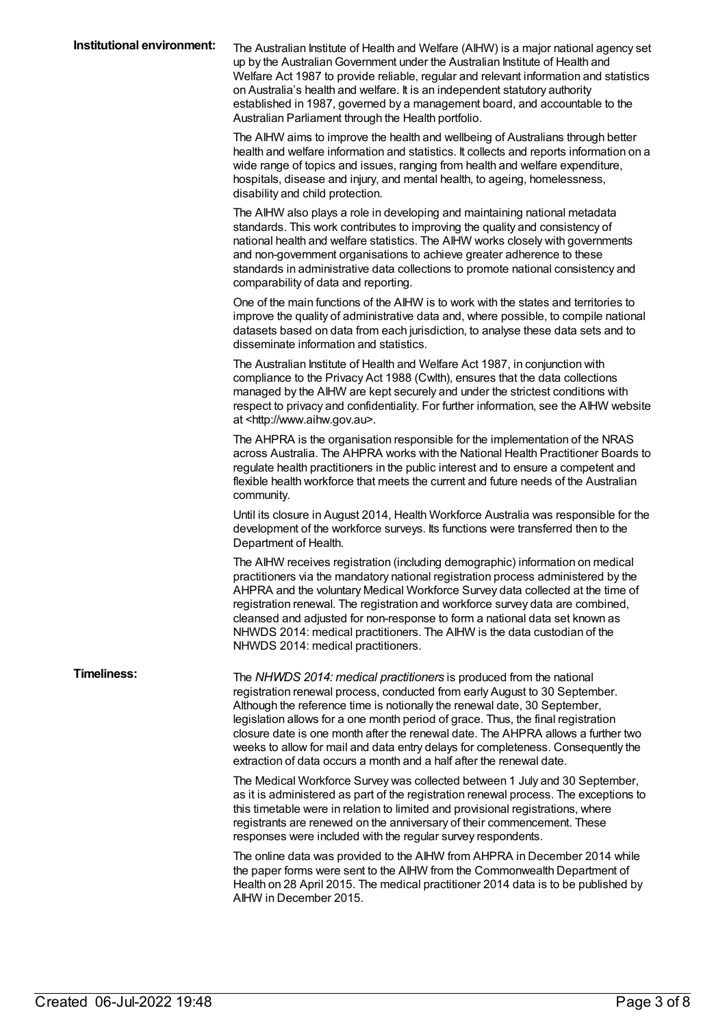**Institutional environment:**

The Australian Institute of Health and Welfare (AIHW) is a major national agency set up by the Australian Government under the Australian Institute of Health and Welfare Act 1987 to provide reliable, regular and relevant information and statistics on Australia's health and welfare. It is an independent statutory authority established in 1987, governed by a management board, and accountable to the Australian Parliament through the Health portfolio.

The AIHW aims to improve the health and wellbeing of Australians through better health and welfare information and statistics. It collects and reports information on a wide range of topics and issues, ranging from health and welfare expenditure, hospitals, disease and injury, and mental health, to ageing, homelessness, disability and child protection.

The AIHW also plays a role in developing and maintaining national metadata standards. This work contributes to improving the quality and consistency of national health and welfare statistics. The AIHW works closely with governments and non-government organisations to achieve greater adherence to these standards in administrative data collections to promote national consistency and comparability of data and reporting.

One of the main functions of the AIHW is to work with the states and territories to improve the quality of administrative data and, where possible, to compile national datasets based on data from each jurisdiction, to analyse these data sets and to disseminate information and statistics.

The Australian Institute of Health and Welfare Act 1987, in conjunction with compliance to the Privacy Act 1988 (Cwlth), ensures that the data collections managed by the AIHW are kept securely and under the strictest conditions with respect to privacy and confidentiality. For further information, see the AIHW website at <http://www.aihw.gov.au>.

The AHPRA is the organisation responsible for the implementation of the NRAS across Australia. The AHPRA works with the National Health Practitioner Boards to regulate health practitioners in the public interest and to ensure a competent and flexible health workforce that meets the current and future needs of the Australian community.

Until its closure in August 2014, Health Workforce Australia was responsible for the development of the workforce surveys. Its functions were transferred then to the Department of Health.

The AIHW receives registration (including demographic) information on medical practitioners via the mandatory national registration process administered by the AHPRA and the voluntary Medical Workforce Survey data collected at the time of registration renewal. The registration and workforce survey data are combined, cleansed and adjusted for non-response to form a national data set known as NHWDS 2014: medical practitioners. The AIHW is the data custodian of the NHWDS 2014: medical practitioners.

**Timeliness:**

The *NHWDS 2014: medical practitioners* is produced from the national registration renewal process, conducted from early August to 30 September. Although the reference time is notionally the renewal date, 30 September, legislation allows for a one month period of grace. Thus, the final registration closure date is one month after the renewal date. The AHPRA allows a further two weeks to allow for mail and data entry delays for completeness. Consequently the extraction of data occurs a month and a half after the renewal date.

The Medical Workforce Survey was collected between 1 July and 30 September, as it is administered as part of the registration renewal process. The exceptions to this timetable were in relation to limited and provisional registrations, where registrants are renewed on the anniversary of their commencement. These responses were included with the regular survey respondents.

The online data was provided to the AIHW from AHPRA in December 2014 while the paper forms were sent to the AIHW from the Commonwealth Department of Health on 28 April 2015. The medical practitioner 2014 data is to be published by AIHW in December 2015.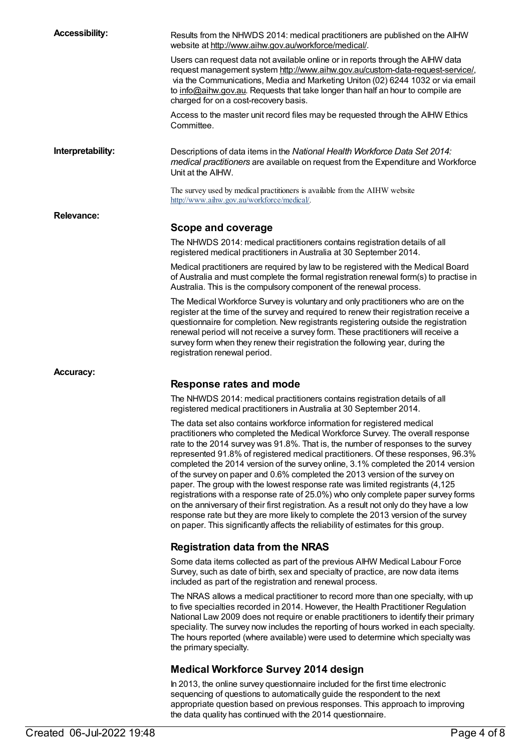**Accessibility:**

Results from the NHWDS 2014: medical practitioners are published on the AIHW website at http://www.aihw.gov.au/workforce/medical/.

Users can request data not available online or in reports through the AIHW data request management system http://www.aihw.gov.au/custom-data-request-service/, via the Communications, Media and Marketing Uniton (02) 6244 1032 or via email to info@aihw.gov.au. Requests that take longer than half an hour to compile are charged for on a cost-recovery basis.

Access to the master unit record files may be requested through the AIHW Ethics Committee.

**Interpretability:**

Descriptions of data items in the *National Health Workforce Data Set 2014: medical practitioners* are available on request from the Expenditure and Workforce Unit at the AIHW.

The survey used by medical practitioners is available from the AIHW website http://www.aihw.gov.au/workforce/medical/.

**Relevance:**

## Scope and coverage

The NHWDS 2014: medical practitioners contains registration details of all registered medical practitioners in Australia at 30 September 2014.

Medical practitioners are required by law to be registered with the Medical Board of Australia and must complete the formal registration renewal form(s) to practise in Australia. This is the compulsory component of the renewal process.

The Medical Workforce Survey is voluntary and only practitioners who are on the register at the time of the survey and required to renew their registration receive a questionnaire for completion. New registrants registering outside the registration renewal period will not receive a survey form. These practitioners will receive a survey form when they renew their registration the following year, during the registration renewal period.

**Accuracy:**

## Response rates and mode

The NHWDS 2014: medical practitioners contains registration details of all registered medical practitioners in Australia at 30 September 2014.

The data set also contains workforce information for registered medical practitioners who completed the Medical Workforce Survey. The overall response rate to the 2014 survey was 91.8%. That is, the number of responses to the survey represented 91.8% of registered medical practitioners. Of these responses, 96.3% completed the 2014 version of the survey online, 3.1% completed the 2014 version of the survey on paper and 0.6% completed the 2013 version of the survey on paper. The group with the lowest response rate was limited registrants (4,125 registrations with a response rate of 25.0%) who only complete paper survey forms on the anniversary of their first registration. As a result not only do they have a low response rate but they are more likely to complete the 2013 version of the survey on paper. This significantly affects the reliability of estimates for this group.

## Registration data from the NRAS

Some data items collected as part of the previous AIHW Medical Labour Force Survey, such as date of birth, sex and specialty of practice, are now data items included as part of the registration and renewal process.

The NRAS allows a medical practitioner to record more than one specialty, with up to five specialties recorded in 2014. However, the Health Practitioner Regulation National Law 2009 does not require or enable practitioners to identify their primary speciality. The survey now includes the reporting of hours worked in each specialty. The hours reported (where available) were used to determine which specialty was the primary specialty.

## Medical Workforce Survey 2014 design

In 2013, the online survey questionnaire included for the first time electronic sequencing of questions to automatically guide the respondent to the next appropriate question based on previous responses. This approach to improving the data quality has continued with the 2014 questionnaire.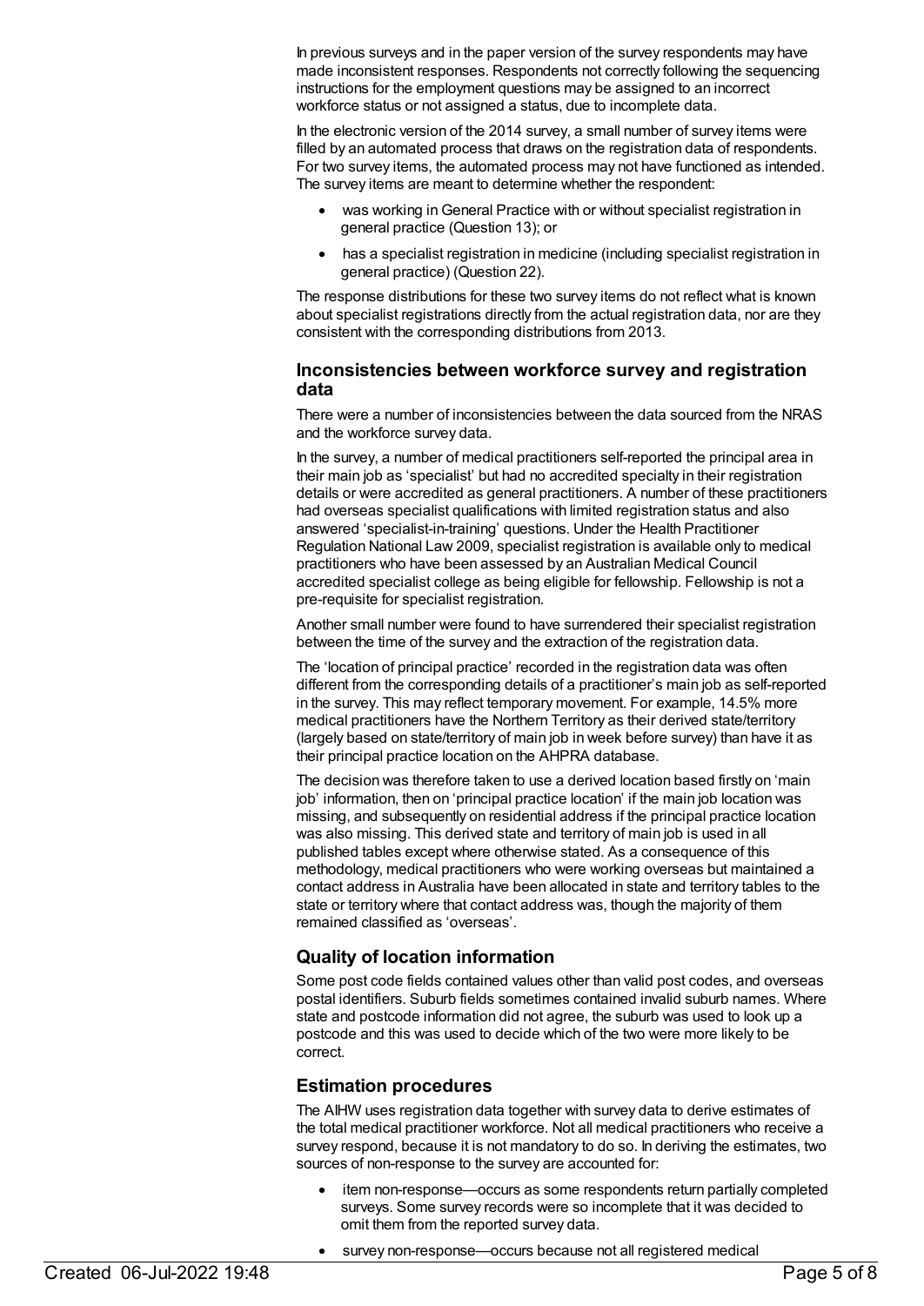In previous surveys and in the paper version of the survey respondents may have made inconsistent responses. Respondents not correctly following the sequencing instructions for the employment questions may be assigned to an incorrect workforce status or not assigned a status, due to incomplete data.

In the electronic version of the 2014 survey, a small number of survey items were filled by an automated process that draws on the registration data of respondents. For two survey items, the automated process may not have functioned as intended. The survey items are meant to determine whether the respondent:

- was working in General Practice with or without specialist registration in general practice (Question 13); or
- has a specialist registration in medicine (including specialist registration in general practice) (Question 22).

The response distributions for these two survey items do not reflect what is known about specialist registrations directly from the actual registration data, nor are they consistent with the corresponding distributions from 2013.

### Inconsistencies between workforce survey and registration data

There were a number of inconsistencies between the data sourced from the NRAS and the workforce survey data.

In the survey, a number of medical practitioners self-reported the principal area in their main job as 'specialist' but had no accredited specialty in their registration details or were accredited as general practitioners. A number of these practitioners had overseas specialist qualifications with limited registration status and also answered 'specialist-in-training' questions. Under the Health Practitioner Regulation National Law 2009, specialist registration is available only to medical practitioners who have been assessed by an Australian Medical Council accredited specialist college as being eligible for fellowship. Fellowship is not a pre-requisite for specialist registration.

Another small number were found to have surrendered their specialist registration between the time of the survey and the extraction of the registration data.

The 'location of principal practice' recorded in the registration data was often different from the corresponding details of a practitioner's main job as self-reported in the survey. This may reflect temporary movement. For example, 14.5% more medical practitioners have the Northern Territory as their derived state/territory (largely based on state/territory of main job in week before survey) than have it as their principal practice location on the AHPRA database.

The decision was therefore taken to use a derived location based firstly on 'main job' information, then on 'principal practice location' if the main job location was missing, and subsequently on residential address if the principal practice location was also missing. This derived state and territory of main job is used in all published tables except where otherwise stated. As a consequence of this methodology, medical practitioners who were working overseas but maintained a contact address in Australia have been allocated in state and territory tables to the state or territory where that contact address was, though the majority of them remained classified as 'overseas'.

### Quality of location information

Some post code fields contained values other than valid post codes, and overseas postal identifiers. Suburb fields sometimes contained invalid suburb names. Where state and postcode information did not agree, the suburb was used to look up a postcode and this was used to decide which of the two were more likely to be correct.

### Estimation procedures

The AIHW uses registration data together with survey data to derive estimates of the total medical practitioner workforce. Not all medical practitioners who receive a survey respond, because it is not mandatory to do so. In deriving the estimates, two sources of non-response to the survey are accounted for:

- item non-response—occurs as some respondents return partially completed surveys. Some survey records were so incomplete that it was decided to omit them from the reported survey data.
- survey non-response—occurs because not all registered medical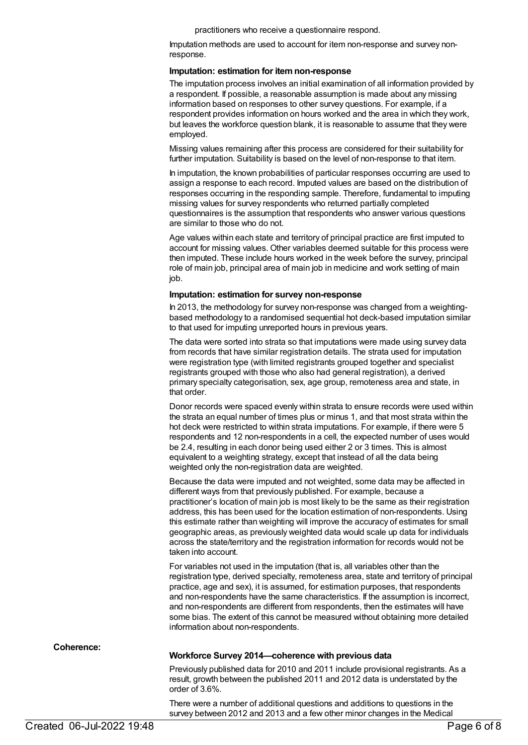practitioners who receive a questionnaire respond.

Imputation methods are used to account for item non-response and survey non-response.

**Imputation: estimation for item non-response**

The imputation process involves an initial examination of all information provided by a respondent. If possible, a reasonable assumption is made about any missing information based on responses to other survey questions. For example, if a respondent provides information on hours worked and the area in which they work, but leaves the workforce question blank, it is reasonable to assume that they were employed.

Missing values remaining after this process are considered for their suitability for further imputation. Suitability is based on the level of non-response to that item.

In imputation, the known probabilities of particular responses occurring are used to assign a response to each record. Imputed values are based on the distribution of responses occurring in the responding sample. Therefore, fundamental to imputing missing values for survey respondents who returned partially completed questionnaires is the assumption that respondents who answer various questions are similar to those who do not.

Age values within each state and territory of principal practice are first imputed to account for missing values. Other variables deemed suitable for this process were then imputed. These include hours worked in the week before the survey, principal role of main job, principal area of main job in medicine and work setting of main job.

**Imputation: estimation for survey non-response**

In 2013, the methodology for survey non-response was changed from a weighting-based methodology to a randomised sequential hot deck-based imputation similar to that used for imputing unreported hours in previous years.

The data were sorted into strata so that imputations were made using survey data from records that have similar registration details. The strata used for imputation were registration type (with limited registrants grouped together and specialist registrants grouped with those who also had general registration), a derived primary specialty categorisation, sex, age group, remoteness area and state, in that order.

Donor records were spaced evenly within strata to ensure records were used within the strata an equal number of times plus or minus 1, and that most strata within the hot deck were restricted to within strata imputations. For example, if there were 5 respondents and 12 non-respondents in a cell, the expected number of uses would be 2.4, resulting in each donor being used either 2 or 3 times. This is almost equivalent to a weighting strategy, except that instead of all the data being weighted only the non-registration data are weighted.

Because the data were imputed and not weighted, some data may be affected in different ways from that previously published. For example, because a practitioner's location of main job is most likely to be the same as their registration address, this has been used for the location estimation of non-respondents. Using this estimate rather than weighting will improve the accuracy of estimates for small geographic areas, as previously weighted data would scale up data for individuals across the state/territory and the registration information for records would not be taken into account.

For variables not used in the imputation (that is, all variables other than the registration type, derived specialty, remoteness area, state and territory of principal practice, age and sex), it is assumed, for estimation purposes, that respondents and non-respondents have the same characteristics. If the assumption is incorrect, and non-respondents are different from respondents, then the estimates will have some bias. The extent of this cannot be measured without obtaining more detailed information about non-respondents.

**Coherence:**

**Workforce Survey 2014—coherence with previous data**

Previously published data for 2010 and 2011 include provisional registrants. As a result, growth between the published 2011 and 2012 data is understated by the order of 3.6%.

There were a number of additional questions and additions to questions in the survey between 2012 and 2013 and a few other minor changes in the Medical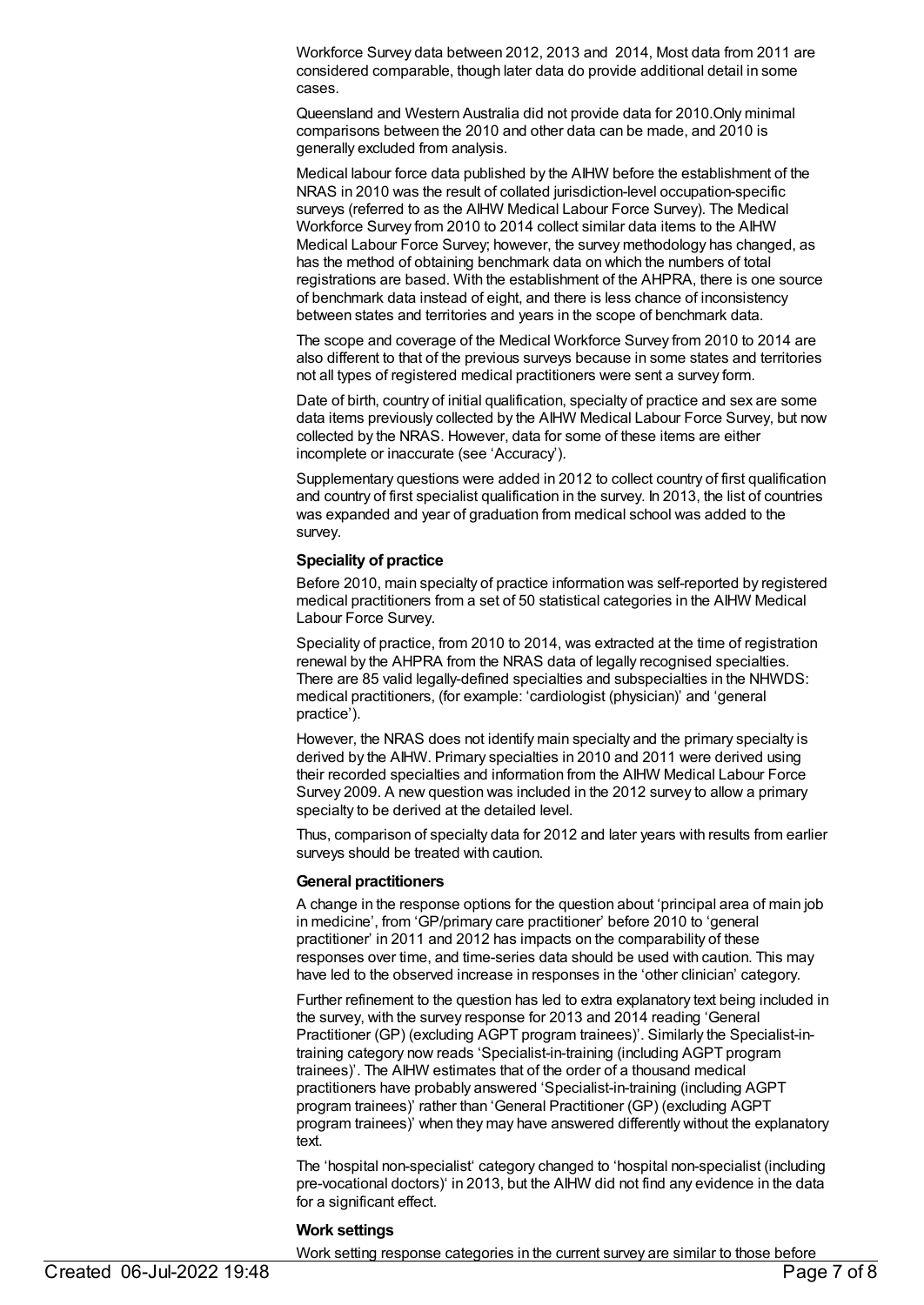Workforce Survey data between 2012, 2013 and 2014, Most data from 2011 are considered comparable, though later data do provide additional detail in some cases.

Queensland and Western Australia did not provide data for 2010.Only minimal comparisons between the 2010 and other data can be made, and 2010 is generally excluded from analysis.

Medical labour force data published by the AIHW before the establishment of the NRAS in 2010 was the result of collated jurisdiction-level occupation-specific surveys (referred to as the AIHW Medical Labour Force Survey). The Medical Workforce Survey from 2010 to 2014 collect similar data items to the AIHW Medical Labour Force Survey; however, the survey methodology has changed, as has the method of obtaining benchmark data on which the numbers of total registrations are based. With the establishment of the AHPRA, there is one source of benchmark data instead of eight, and there is less chance of inconsistency between states and territories and years in the scope of benchmark data.

The scope and coverage of the Medical Workforce Survey from 2010 to 2014 are also different to that of the previous surveys because in some states and territories not all types of registered medical practitioners were sent a survey form.

Date of birth, country of initial qualification, specialty of practice and sex are some data items previously collected by the AIHW Medical Labour Force Survey, but now collected by the NRAS. However, data for some of these items are either incomplete or inaccurate (see 'Accuracy').

Supplementary questions were added in 2012 to collect country of first qualification and country of first specialist qualification in the survey. In 2013, the list of countries was expanded and year of graduation from medical school was added to the survey.

**Speciality of practice**

Before 2010, main specialty of practice information was self-reported by registered medical practitioners from a set of 50 statistical categories in the AIHW Medical Labour Force Survey.

Speciality of practice, from 2010 to 2014, was extracted at the time of registration renewal by the AHPRA from the NRAS data of legally recognised specialties. There are 85 valid legally-defined specialties and subspecialties in the NHWDS: medical practitioners, (for example: 'cardiologist (physician)' and 'general practice').

However, the NRAS does not identify main specialty and the primary specialty is derived by the AIHW. Primary specialties in 2010 and 2011 were derived using their recorded specialties and information from the AIHW Medical Labour Force Survey 2009. A new question was included in the 2012 survey to allow a primary specialty to be derived at the detailed level.

Thus, comparison of specialty data for 2012 and later years with results from earlier surveys should be treated with caution.

**General practitioners**

A change in the response options for the question about 'principal area of main job in medicine', from 'GP/primary care practitioner' before 2010 to 'general practitioner' in 2011 and 2012 has impacts on the comparability of these responses over time, and time-series data should be used with caution. This may have led to the observed increase in responses in the 'other clinician' category.

Further refinement to the question has led to extra explanatory text being included in the survey, with the survey response for 2013 and 2014 reading 'General Practitioner (GP) (excluding AGPT program trainees)'. Similarly the Specialist-in-training category now reads 'Specialist-in-training (including AGPT program trainees)'. The AIHW estimates that of the order of a thousand medical practitioners have probably answered 'Specialist-in-training (including AGPT program trainees)' rather than 'General Practitioner (GP) (excluding AGPT program trainees)' when they may have answered differently without the explanatory text.

The 'hospital non-specialist' category changed to 'hospital non-specialist (including pre-vocational doctors)' in 2013, but the AIHW did not find any evidence in the data for a significant effect.

**Work settings**

Work setting response categories in the current survey are similar to those before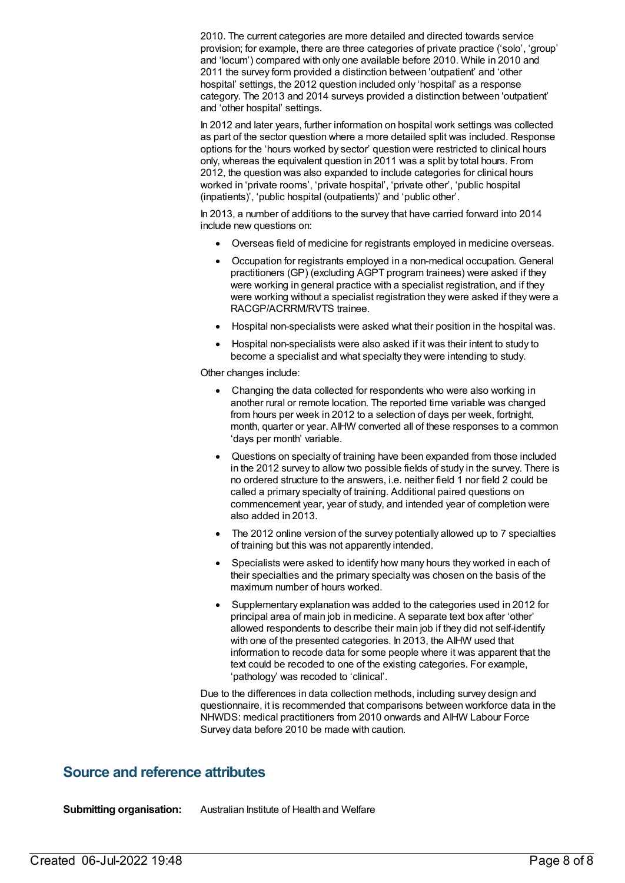2010. The current categories are more detailed and directed towards service provision; for example, there are three categories of private practice ('solo', 'group' and 'locum') compared with only one available before 2010. While in 2010 and 2011 the survey form provided a distinction between 'outpatient' and 'other hospital' settings, the 2012 question included only 'hospital' as a response category. The 2013 and 2014 surveys provided a distinction between 'outpatient' and 'other hospital' settings.

In 2012 and later years, further information on hospital work settings was collected as part of the sector question where a more detailed split was included. Response options for the 'hours worked by sector' question were restricted to clinical hours only, whereas the equivalent question in 2011 was a split by total hours. From 2012, the question was also expanded to include categories for clinical hours worked in 'private rooms', 'private hospital', 'private other', 'public hospital (inpatients)', 'public hospital (outpatients)' and 'public other'.

In 2013, a number of additions to the survey that have carried forward into 2014 include new questions on:

- Overseas field of medicine for registrants employed in medicine overseas.
- Occupation for registrants employed in a non-medical occupation. General practitioners (GP) (excluding AGPT program trainees) were asked if they were working in general practice with a specialist registration, and if they were working without a specialist registration they were asked if they were a RACGP/ACRRM/RVTS trainee.
- Hospital non-specialists were asked what their position in the hospital was.
- Hospital non-specialists were also asked if it was their intent to study to become a specialist and what specialty they were intending to study.

Other changes include:

- Changing the data collected for respondents who were also working in another rural or remote location. The reported time variable was changed from hours per week in 2012 to a selection of days per week, fortnight, month, quarter or year. AIHW converted all of these responses to a common 'days per month' variable.
- Questions on specialty of training have been expanded from those included in the 2012 survey to allow two possible fields of study in the survey. There is no ordered structure to the answers, i.e. neither field 1 nor field 2 could be called a primary specialty of training. Additional paired questions on commencement year, year of study, and intended year of completion were also added in 2013.
- The 2012 online version of the survey potentially allowed up to 7 specialties of training but this was not apparently intended.
- Specialists were asked to identify how many hours they worked in each of their specialties and the primary specialty was chosen on the basis of the maximum number of hours worked.
- Supplementary explanation was added to the categories used in 2012 for principal area of main job in medicine. A separate text box after 'other' allowed respondents to describe their main job if they did not self-identify with one of the presented categories. In 2013, the AIHW used that information to recode data for some people where it was apparent that the text could be recoded to one of the existing categories. For example, 'pathology' was recoded to 'clinical'.

Due to the differences in data collection methods, including survey design and questionnaire, it is recommended that comparisons between workforce data in the NHWDS: medical practitioners from 2010 onwards and AIHW Labour Force Survey data before 2010 be made with caution.

## Source and reference attributes

**Submitting organisation:** Australian Institute of Health and Welfare